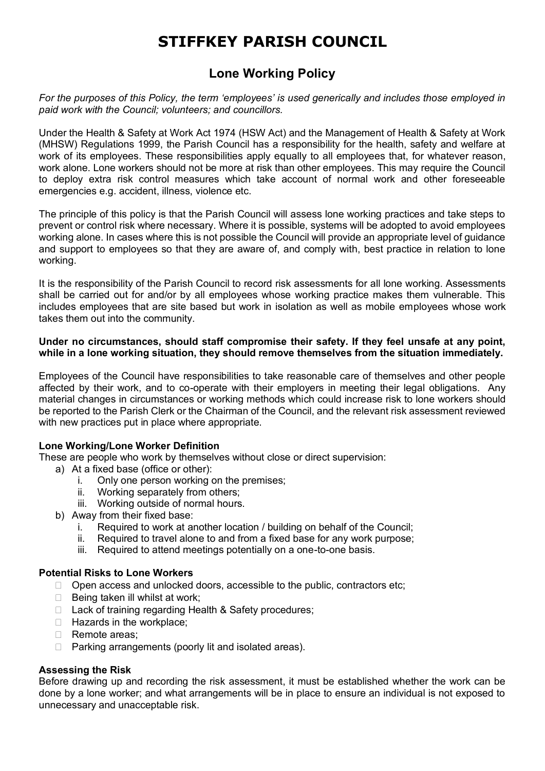# STIFFKEY PARISH COUNCIL

## Lone Working Policy

*For the purposes of this Policy, the term 'employees' is used generically and includes those employed in paid work with the Council; volunteers; and councillors.*

Under the Health & Safety at Work Act 1974 (HSW Act) and the Management of Health & Safety at Work (MHSW) Regulations 1999, the Parish Council has a responsibility for the health, safety and welfare at work of its employees. These responsibilities apply equally to all employees that, for whatever reason, work alone. Lone workers should not be more at risk than other employees. This may require the Council to deploy extra risk control measures which take account of normal work and other foreseeable emergencies e.g. accident, illness, violence etc.

The principle of this policy is that the Parish Council will assess lone working practices and take steps to prevent or control risk where necessary. Where it is possible, systems will be adopted to avoid employees working alone. In cases where this is not possible the Council will provide an appropriate level of guidance and support to employees so that they are aware of, and comply with, best practice in relation to lone working.

It is the responsibility of the Parish Council to record risk assessments for all lone working. Assessments shall be carried out for and/or by all employees whose working practice makes them vulnerable. This includes employees that are site based but work in isolation as well as mobile employees whose work takes them out into the community.

**Under no circumstances, should staff compromise their safety. If they feel unsafe at any point, while in a lone working situation, they should remove themselves from the situation immediately.**

Employees of the Council have responsibilities to take reasonable care of themselves and other people affected by their work, and to co-operate with their employers in meeting their legal obligations. Any material changes in circumstances or working methods which could increase risk to lone workers should be reported to the Parish Clerk or the Chairman of the Council, and the relevant risk assessment reviewed with new practices put in place where appropriate.

### Lone Working/Lone Worker Definition

These are people who work by themselves without close or direct supervision:

a) At a fixed base (office or other):
   i. Only one person working on the premises;
   ii. Working separately from others;
   iii. Working outside of normal hours.
b) Away from their fixed base:
   i. Required to work at another location / building on behalf of the Council;
   ii. Required to travel alone to and from a fixed base for any work purpose;
   iii. Required to attend meetings potentially on a one-to-one basis.

### Potential Risks to Lone Workers

- Open access and unlocked doors, accessible to the public, contractors etc;
- Being taken ill whilst at work;
- Lack of training regarding Health & Safety procedures;
- Hazards in the workplace;
- Remote areas;
- Parking arrangements (poorly lit and isolated areas).

### Assessing the Risk

Before drawing up and recording the risk assessment, it must be established whether the work can be done by a lone worker; and what arrangements will be in place to ensure an individual is not exposed to unnecessary and unacceptable risk.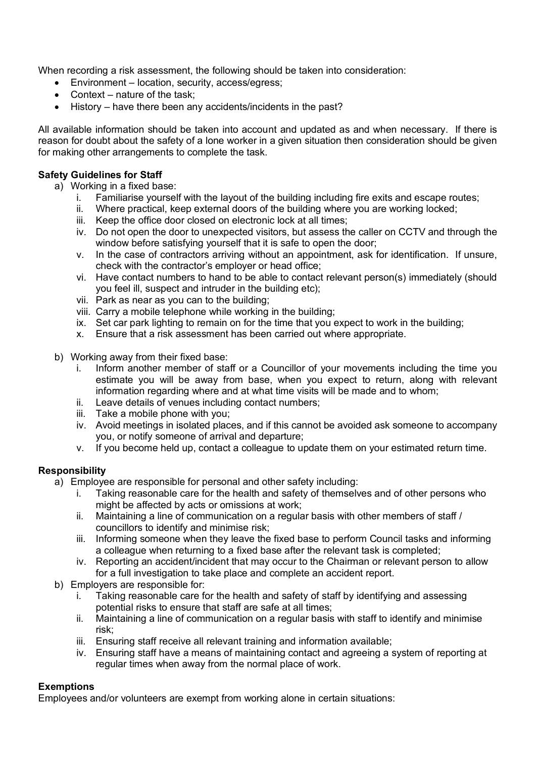When recording a risk assessment, the following should be taken into consideration:

- Environment – location, security, access/egress;
- Context – nature of the task;
- History – have there been any accidents/incidents in the past?

All available information should be taken into account and updated as and when necessary. If there is reason for doubt about the safety of a lone worker in a given situation then consideration should be given for making other arrangements to complete the task.

**Safety Guidelines for Staff**

a) Working in a fixed base:
   i. Familiarise yourself with the layout of the building including fire exits and escape routes;
   ii. Where practical, keep external doors of the building where you are working locked;
   iii. Keep the office door closed on electronic lock at all times;
   iv. Do not open the door to unexpected visitors, but assess the caller on CCTV and through the window before satisfying yourself that it is safe to open the door;
   v. In the case of contractors arriving without an appointment, ask for identification. If unsure, check with the contractor's employer or head office;
   vi. Have contact numbers to hand to be able to contact relevant person(s) immediately (should you feel ill, suspect and intruder in the building etc);
   vii. Park as near as you can to the building;
   viii. Carry a mobile telephone while working in the building;
   ix. Set car park lighting to remain on for the time that you expect to work in the building;
   x. Ensure that a risk assessment has been carried out where appropriate.

b) Working away from their fixed base:
   i. Inform another member of staff or a Councillor of your movements including the time you estimate you will be away from base, when you expect to return, along with relevant information regarding where and at what time visits will be made and to whom;
   ii. Leave details of venues including contact numbers;
   iii. Take a mobile phone with you;
   iv. Avoid meetings in isolated places, and if this cannot be avoided ask someone to accompany you, or notify someone of arrival and departure;
   v. If you become held up, contact a colleague to update them on your estimated return time.

**Responsibility**

a) Employee are responsible for personal and other safety including:
   i. Taking reasonable care for the health and safety of themselves and of other persons who might be affected by acts or omissions at work;
   ii. Maintaining a line of communication on a regular basis with other members of staff / councillors to identify and minimise risk;
   iii. Informing someone when they leave the fixed base to perform Council tasks and informing a colleague when returning to a fixed base after the relevant task is completed;
   iv. Reporting an accident/incident that may occur to the Chairman or relevant person to allow for a full investigation to take place and complete an accident report.

b) Employers are responsible for:
   i. Taking reasonable care for the health and safety of staff by identifying and assessing potential risks to ensure that staff are safe at all times;
   ii. Maintaining a line of communication on a regular basis with staff to identify and minimise risk;
   iii. Ensuring staff receive all relevant training and information available;
   iv. Ensuring staff have a means of maintaining contact and agreeing a system of reporting at regular times when away from the normal place of work.

**Exemptions**

Employees and/or volunteers are exempt from working alone in certain situations: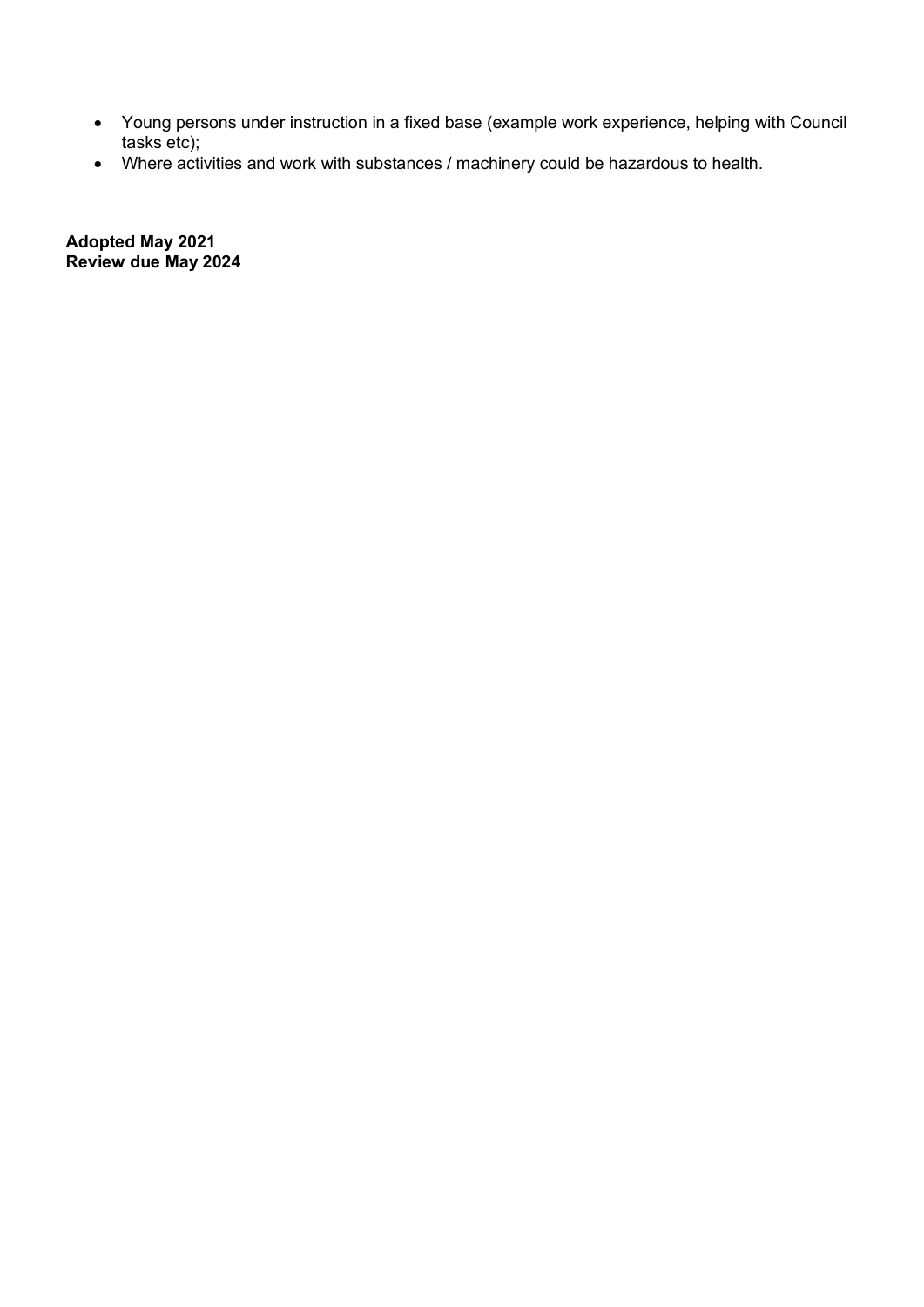- Young persons under instruction in a fixed base (example work experience, helping with Council tasks etc);
- Where activities and work with substances / machinery could be hazardous to health.

**Adopted May 2021**
**Review due May 2024**